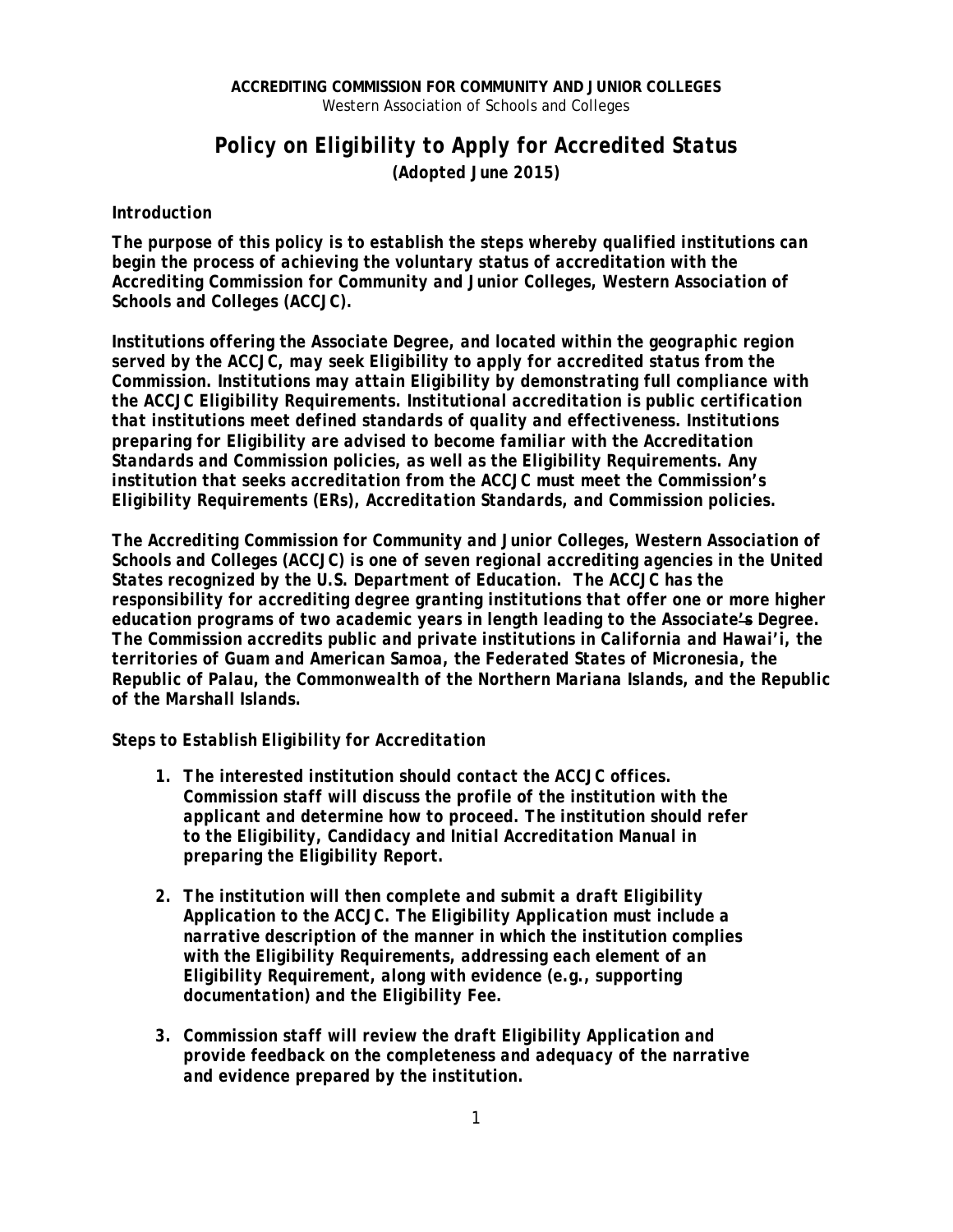**ACCREDITING COMMISSION FOR COMMUNITY AND JUNIOR COLLEGES**
Western Association of Schools and Colleges

# *Policy on Eligibility to Apply for Accredited Status*

**(Adopted June 2015)**

**Introduction**

***The purpose of this policy is to establish the steps whereby qualified institutions can begin the process of achieving the voluntary status of accreditation with the Accrediting Commission for Community and Junior Colleges, Western Association of Schools and Colleges (ACCJC).***

***Institutions offering the Associate Degree, and located within the geographic region served by the ACCJC, may seek Eligibility to apply for accredited status from the Commission. Institutions may attain Eligibility by demonstrating full compliance with the ACCJC Eligibility Requirements. Institutional accreditation is public certification that institutions meet defined standards of quality and effectiveness. Institutions preparing for Eligibility are advised to become familiar with the Accreditation Standards and Commission policies, as well as the Eligibility Requirements. Any institution that seeks accreditation from the ACCJC must meet the Commission's Eligibility Requirements (ERs), Accreditation Standards, and Commission policies.***

***The Accrediting Commission for Community and Junior Colleges, Western Association of Schools and Colleges (ACCJC) is one of seven regional accrediting agencies in the United States recognized by the U.S. Department of Education. The ACCJC has the responsibility for accrediting degree granting institutions that offer one or more higher education programs of two academic years in length leading to the Associate's Degree. The Commission accredits public and private institutions in California and Hawai'i, the territories of Guam and American Samoa, the Federated States of Micronesia, the Republic of Palau, the Commonwealth of the Northern Mariana Islands, and the Republic of the Marshall Islands.***

***Steps to Establish Eligibility for Accreditation***

1. ***The interested institution should contact the ACCJC offices. Commission staff will discuss the profile of the institution with the applicant and determine how to proceed. The institution should refer to the Eligibility, Candidacy and Initial Accreditation Manual in preparing the Eligibility Report.***

2. ***The institution will then complete and submit a draft Eligibility Application to the ACCJC. The Eligibility Application must include a narrative description of the manner in which the institution complies with the Eligibility Requirements, addressing each element of an Eligibility Requirement, along with evidence (e.g., supporting documentation) and the Eligibility Fee.***

3. ***Commission staff will review the draft Eligibility Application and provide feedback on the completeness and adequacy of the narrative and evidence prepared by the institution.***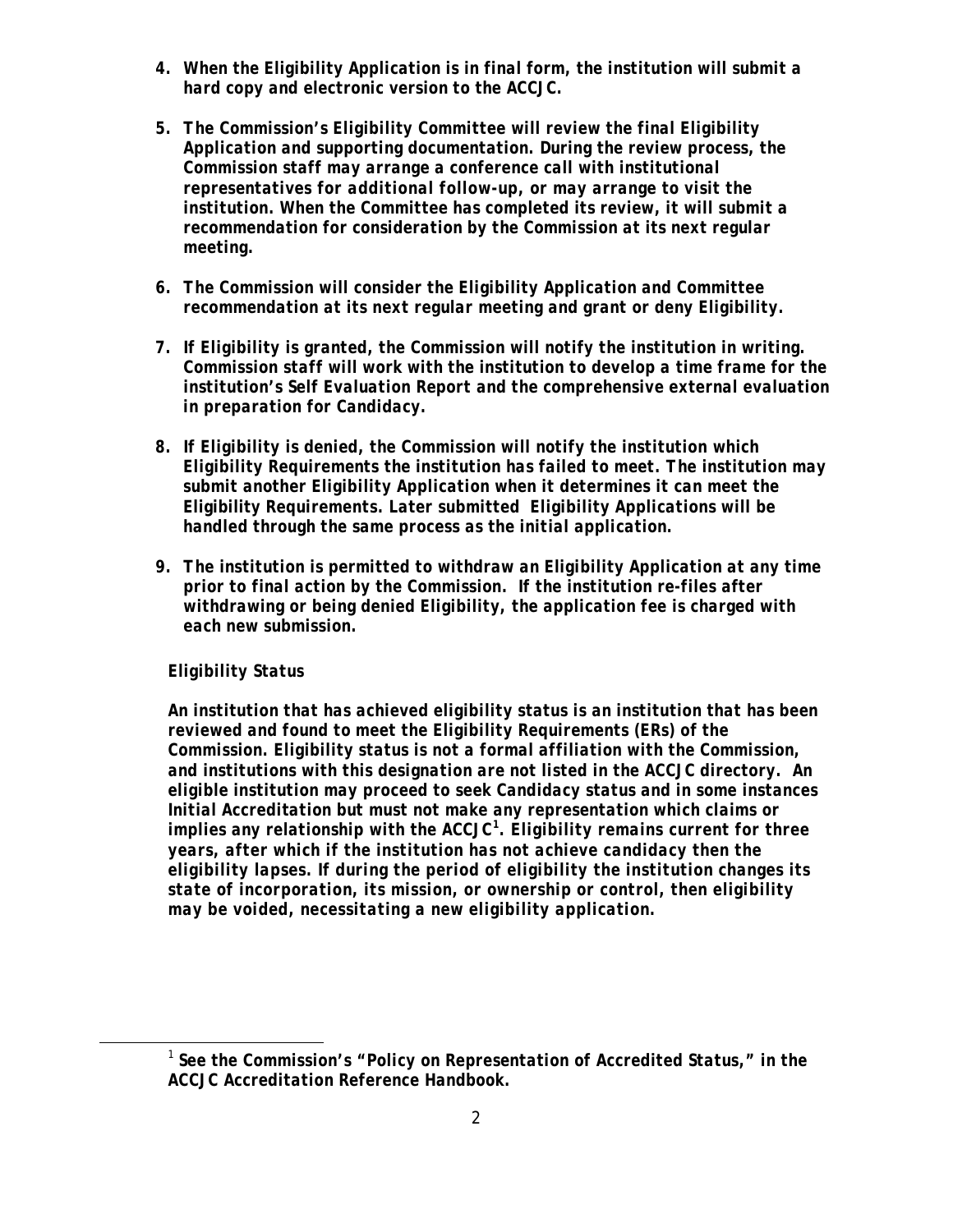4. **When the Eligibility Application is in final form, the institution will submit a hard copy and electronic version to the ACCJC.**

5. **The Commission's Eligibility Committee will review the final Eligibility Application and supporting documentation. During the review process, the Commission staff may arrange a conference call with institutional representatives for additional follow-up, or may arrange to visit the institution. When the Committee has completed its review, it will submit a recommendation for consideration by the Commission at its next regular meeting.**

6. **The Commission will consider the Eligibility Application and Committee recommendation at its next regular meeting and grant or deny Eligibility.**

7. **If Eligibility is granted, the Commission will notify the institution in writing. Commission staff will work with the institution to develop a time frame for the institution's Self Evaluation Report and the comprehensive external evaluation in preparation for Candidacy.**

8. **If Eligibility is denied, the Commission will notify the institution which Eligibility Requirements the institution has failed to meet. The institution may submit another Eligibility Application when it determines it can meet the Eligibility Requirements. Later submitted Eligibility Applications will be handled through the same process as the initial application.**

9. **The institution is permitted to withdraw an Eligibility Application at any time prior to final action by the Commission. If the institution re-files after withdrawing or being denied Eligibility, the application fee is charged with each new submission.**

***Eligibility Status***

***An institution that has achieved eligibility status is an institution that has been reviewed and found to meet the Eligibility Requirements (ERs) of the Commission. Eligibility status is not a formal affiliation with the Commission, and institutions with this designation are not listed in the ACCJC directory. An eligible institution may proceed to seek Candidacy status and in some instances Initial Accreditation but must not make any representation which claims or implies any relationship with the ACCJC[1]. Eligibility remains current for three years, after which if the institution has not achieve candidacy then the eligibility lapses. If during the period of eligibility the institution changes its state of incorporation, its mission, or ownership or control, then eligibility may be voided, necessitating a new eligibility application.***

---

[1] ***See the Commission's "Policy on Representation of Accredited Status," in the ACCJC Accreditation Reference Handbook.***